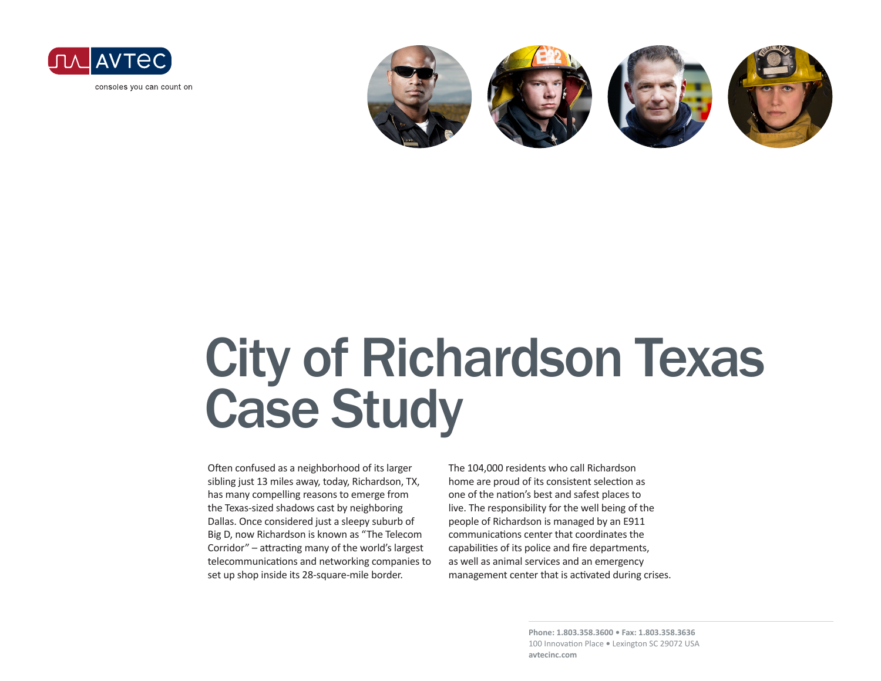AVTEC

consoles you can count on

# City of Richardson Texas Case Study

Often confused as a neighborhood of its larger sibling just 13 miles away, today, Richardson, TX, has many compelling reasons to emerge from the Texas-sized shadows cast by neighboring Dallas. Once considered just a sleepy suburb of Big D, now Richardson is known as "The Telecom Corridor" – attracting many of the world's largest telecommunications and networking companies to set up shop inside its 28-square-mile border.

The 104,000 residents who call Richardson home are proud of its consistent selection as one of the nation's best and safest places to live. The responsibility for the well being of the people of Richardson is managed by an E911 communications center that coordinates the capabilities of its police and fire departments, as well as animal services and an emergency management center that is activated during crises.

**Phone: 1.803.358.3600 • Fax: 1.803.358.3636**
100 Innovation Place • Lexington SC 29072 USA
**avtecinc.com**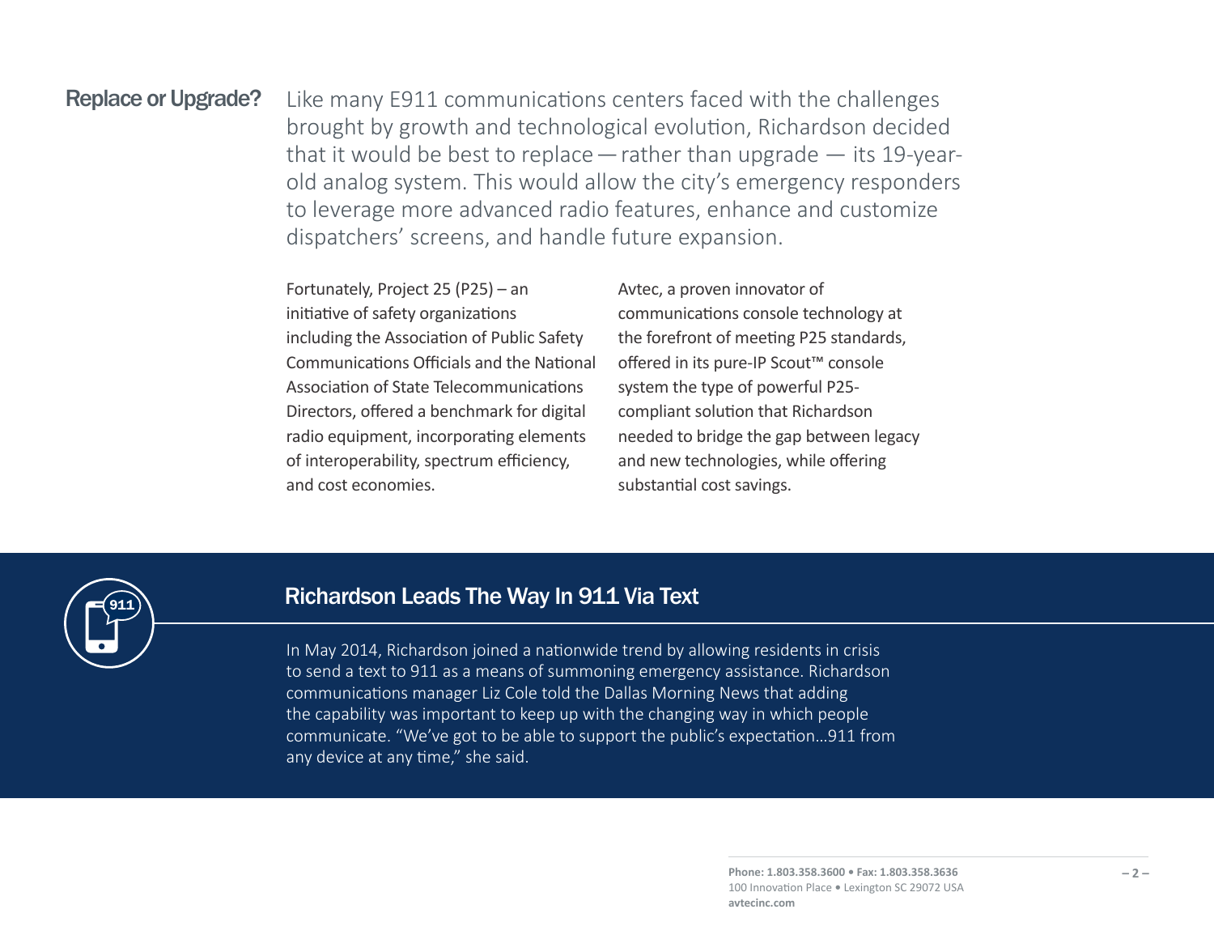## Replace or Upgrade?

Like many E911 communications centers faced with the challenges brought by growth and technological evolution, Richardson decided that it would be best to replace — rather than upgrade — its 19-year-old analog system. This would allow the city's emergency responders to leverage more advanced radio features, enhance and customize dispatchers' screens, and handle future expansion.

Fortunately, Project 25 (P25) – an initiative of safety organizations including the Association of Public Safety Communications Officials and the National Association of State Telecommunications Directors, offered a benchmark for digital radio equipment, incorporating elements of interoperability, spectrum efficiency, and cost economies.

Avtec, a proven innovator of communications console technology at the forefront of meeting P25 standards, offered in its pure-IP Scout™ console system the type of powerful P25-compliant solution that Richardson needed to bridge the gap between legacy and new technologies, while offering substantial cost savings.

## Richardson Leads The Way In 911 Via Text

In May 2014, Richardson joined a nationwide trend by allowing residents in crisis to send a text to 911 as a means of summoning emergency assistance. Richardson communications manager Liz Cole told the Dallas Morning News that adding the capability was important to keep up with the changing way in which people communicate. "We've got to be able to support the public's expectation…911 from any device at any time," she said.

**Phone: 1.803.358.3600 • Fax: 1.803.358.3636**
100 Innovation Place • Lexington SC 29072 USA
**avtecinc.com**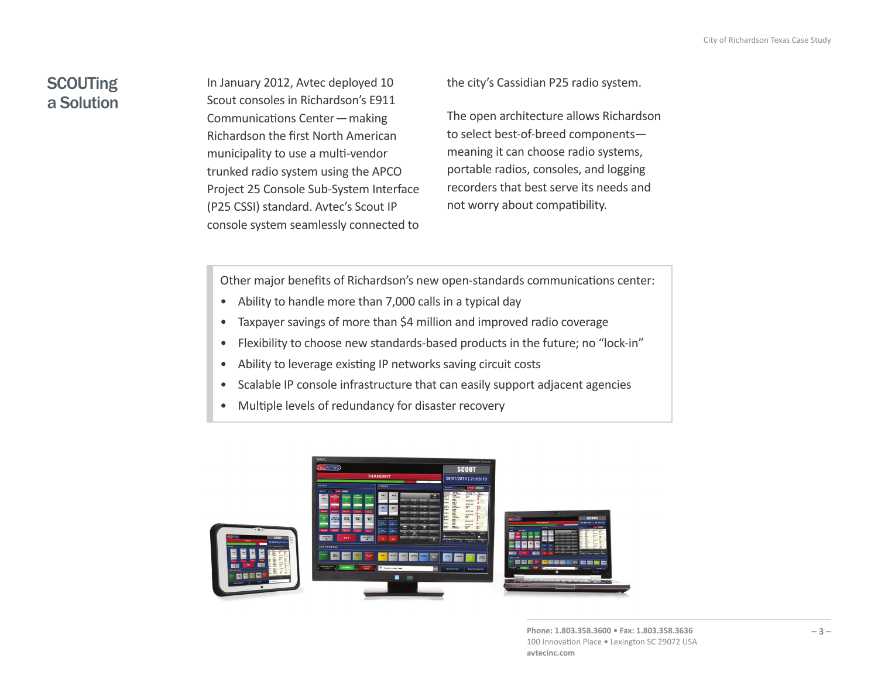## SCOUTing a Solution

In January 2012, Avtec deployed 10 Scout consoles in Richardson's E911 Communications Center — making Richardson the first North American municipality to use a multi-vendor trunked radio system using the APCO Project 25 Console Sub-System Interface (P25 CSSI) standard. Avtec's Scout IP console system seamlessly connected to the city's Cassidian P25 radio system.

The open architecture allows Richardson to select best-of-breed components—meaning it can choose radio systems, portable radios, consoles, and logging recorders that best serve its needs and not worry about compatibility.

Other major benefits of Richardson's new open-standards communications center:

- Ability to handle more than 7,000 calls in a typical day
- Taxpayer savings of more than $4 million and improved radio coverage
- Flexibility to choose new standards-based products in the future; no "lock-in"
- Ability to leverage existing IP networks saving circuit costs
- Scalable IP console infrastructure that can easily support adjacent agencies
- Multiple levels of redundancy for disaster recovery

**Phone: 1.803.358.3600 • Fax: 1.803.358.3636**
100 Innovation Place • Lexington SC 29072 USA
**avtecinc.com**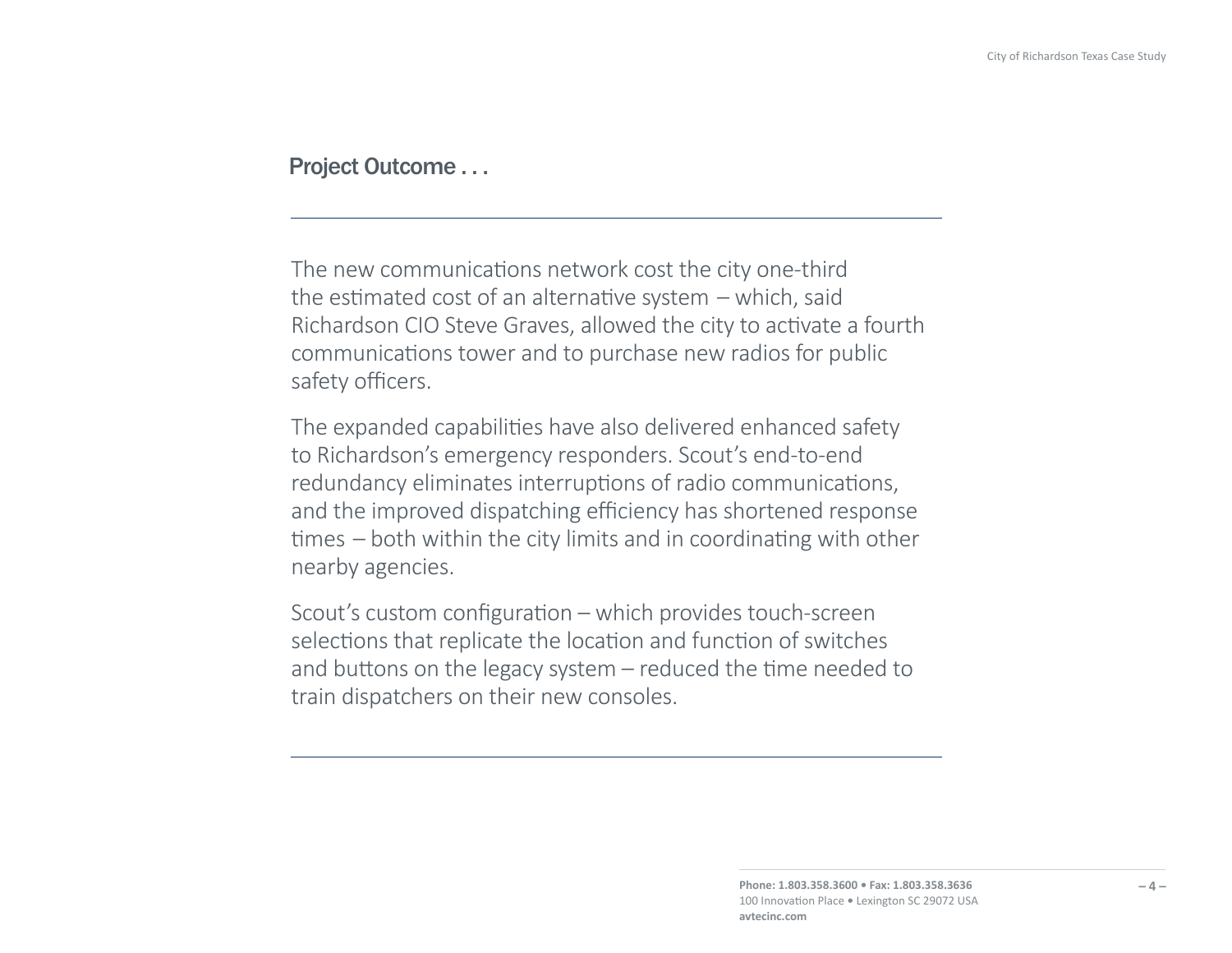## Project Outcome . . .

The new communications network cost the city one-third the estimated cost of an alternative system – which, said Richardson CIO Steve Graves, allowed the city to activate a fourth communications tower and to purchase new radios for public safety officers.

The expanded capabilities have also delivered enhanced safety to Richardson's emergency responders. Scout's end-to-end redundancy eliminates interruptions of radio communications, and the improved dispatching efficiency has shortened response times – both within the city limits and in coordinating with other nearby agencies.

Scout's custom configuration – which provides touch-screen selections that replicate the location and function of switches and buttons on the legacy system – reduced the time needed to train dispatchers on their new consoles.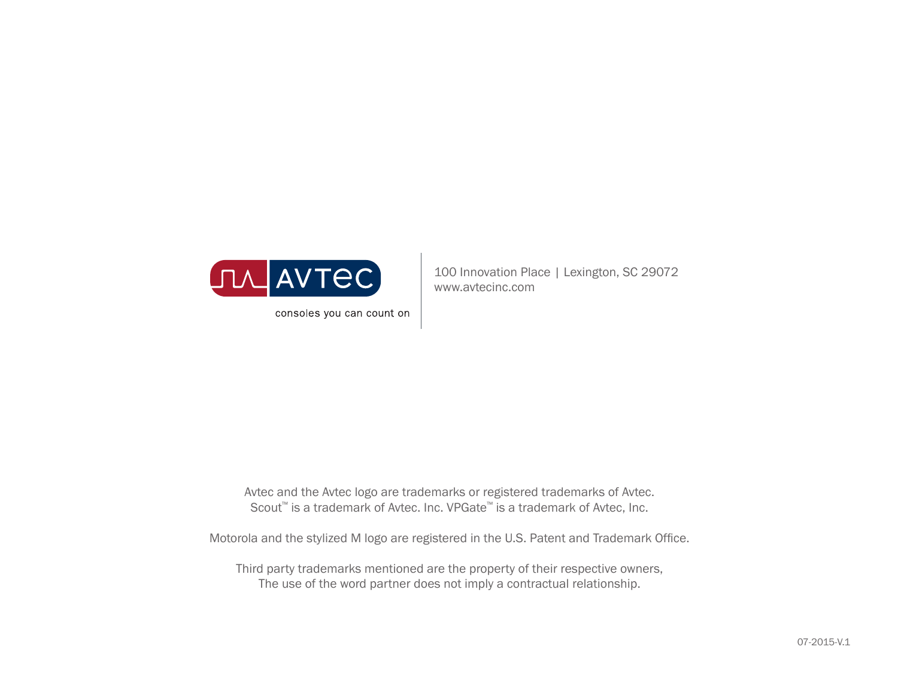AVTEC

consoles you can count on

100 Innovation Place | Lexington, SC 29072
www.avtecinc.com

Avtec and the Avtec logo are trademarks or registered trademarks of Avtec.
Scout™ is a trademark of Avtec. Inc. VPGate™ is a trademark of Avtec, Inc.

Motorola and the stylized M logo are registered in the U.S. Patent and Trademark Office.

Third party trademarks mentioned are the property of their respective owners,
The use of the word partner does not imply a contractual relationship.

07-2015-V.1